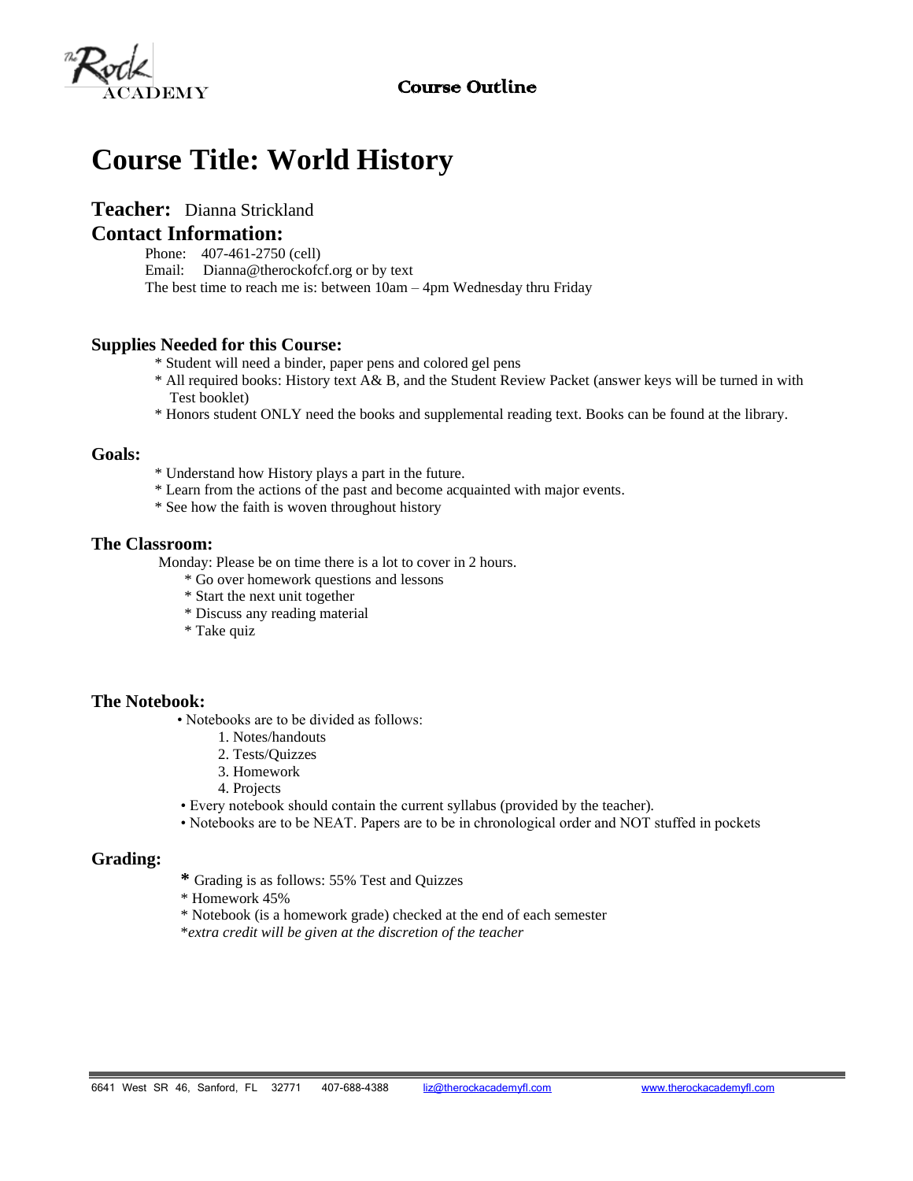The Rock ACADEMY

Course Outline

# Course Title: World History

## Teacher: Dianna Strickland

## Contact Information:

Phone: 407-461-2750 (cell)
Email: Dianna@therockofcf.org or by text
The best time to reach me is: between 10am – 4pm Wednesday thru Friday

### Supplies Needed for this Course:

* Student will need a binder, paper pens and colored gel pens
* All required books: History text A& B, and the Student Review Packet (answer keys will be turned in with Test booklet)
* Honors student ONLY need the books and supplemental reading text. Books can be found at the library.

### Goals:

* Understand how History plays a part in the future.
* Learn from the actions of the past and become acquainted with major events.
* See how the faith is woven throughout history

### The Classroom:

Monday: Please be on time there is a lot to cover in 2 hours.

* Go over homework questions and lessons
* Start the next unit together
* Discuss any reading material
* Take quiz

### The Notebook:

- Notebooks are to be divided as follows:
  1. Notes/handouts
  2. Tests/Quizzes
  3. Homework
  4. Projects
- Every notebook should contain the current syllabus (provided by the teacher).
- Notebooks are to be NEAT. Papers are to be in chronological order and NOT stuffed in pockets

### Grading:

* Grading is as follows: 55% Test and Quizzes
* Homework 45%
* Notebook (is a homework grade) checked at the end of each semester
* *extra credit will be given at the discretion of the teacher*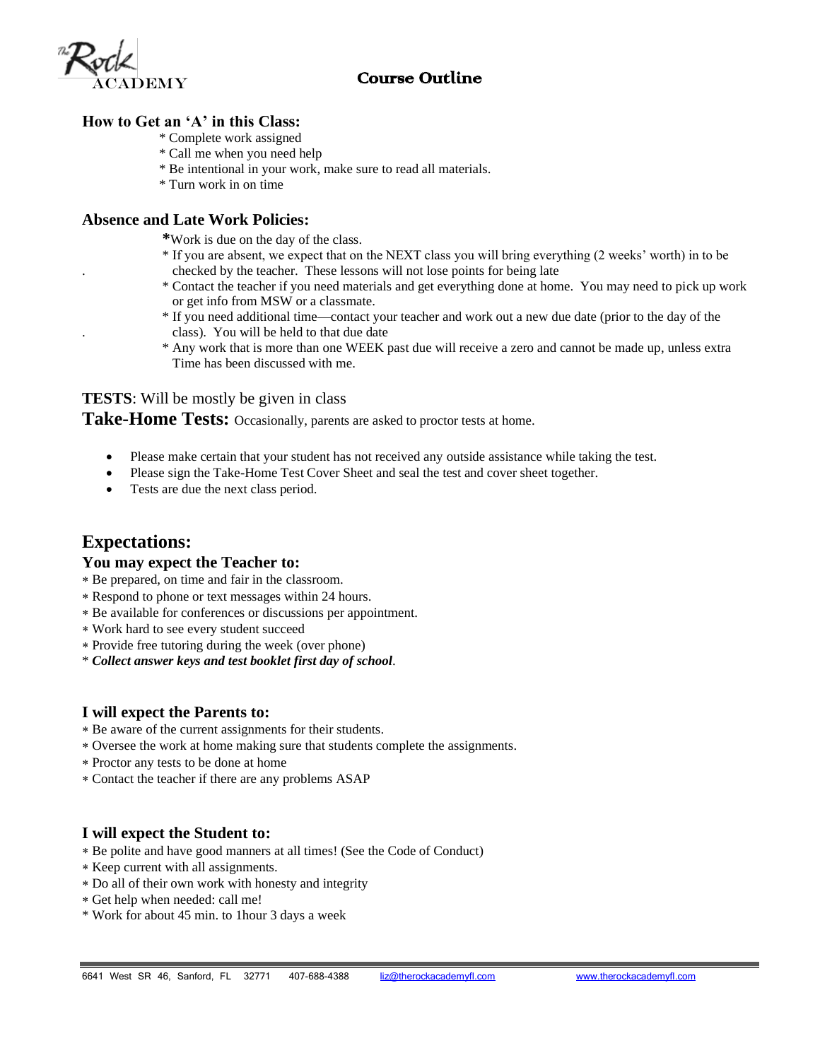The Rock ACADEMY

# Course Outline

### How to Get an 'A' in this Class:

* Complete work assigned
* Call me when you need help
* Be intentional in your work, make sure to read all materials.
* Turn work in on time

### Absence and Late Work Policies:

* Work is due on the day of the class.
* If you are absent, we expect that on the NEXT class you will bring everything (2 weeks' worth) in to be checked by the teacher. These lessons will not lose points for being late
* Contact the teacher if you need materials and get everything done at home. You may need to pick up work or get info from MSW or a classmate.
* If you need additional time—contact your teacher and work out a new due date (prior to the day of the class). You will be held to that due date
* Any work that is more than one WEEK past due will receive a zero and cannot be made up, unless extra Time has been discussed with me.

**TESTS**: Will be mostly given in class

**Take-Home Tests:** Occasionally, parents are asked to proctor tests at home.

- Please make certain that your student has not received any outside assistance while taking the test.
- Please sign the Take-Home Test Cover Sheet and seal the test and cover sheet together.
- Tests are due the next class period.

## Expectations:

### You may expect the Teacher to:

* Be prepared, on time and fair in the classroom.
* Respond to phone or text messages within 24 hours.
* Be available for conferences or discussions per appointment.
* Work hard to see every student succeed
* Provide free tutoring during the week (over phone)
* ***Collect answer keys and test booklet first day of school***.

### I will expect the Parents to:

* Be aware of the current assignments for their students.
* Oversee the work at home making sure that students complete the assignments.
* Proctor any tests to be done at home
* Contact the teacher if there are any problems ASAP

### I will expect the Student to:

* Be polite and have good manners at all times! (See the Code of Conduct)
* Keep current with all assignments.
* Do all of their own work with honesty and integrity
* Get help when needed: call me!
* Work for about 45 min. to 1hour 3 days a week

6641 West SR 46, Sanford, FL 32771 407-688-4388 liz@therockacademyfl.com www.therockacademyfl.com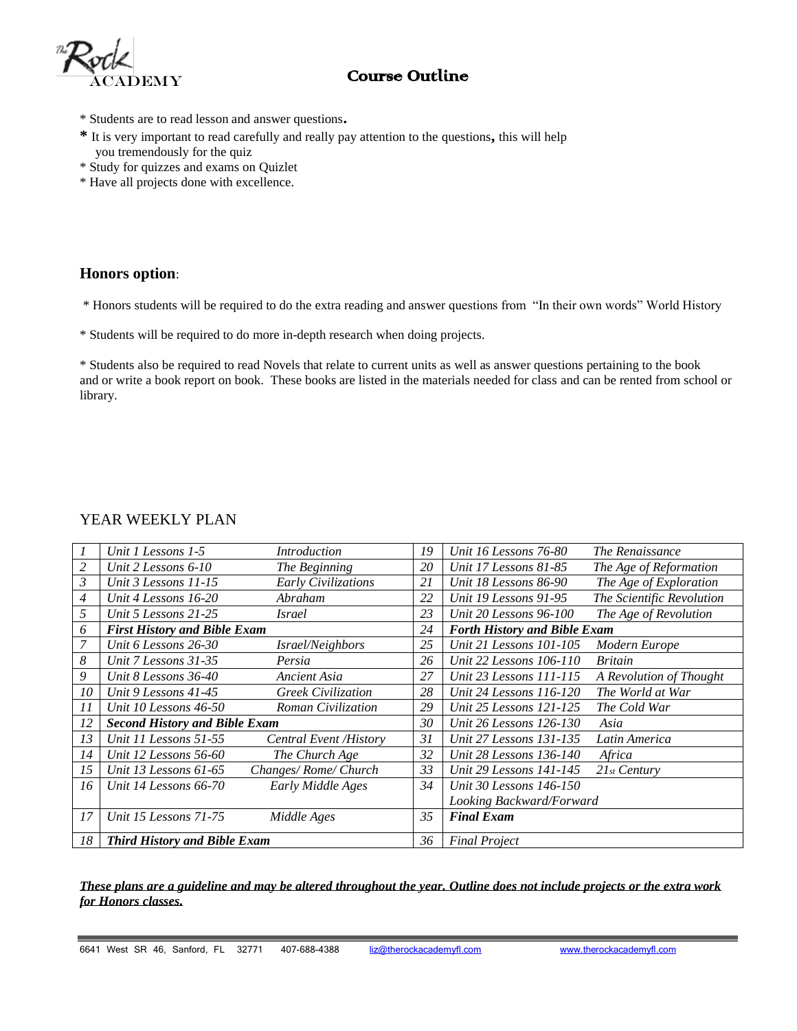The Rock ACADEMY

# Course Outline

* Students are to read lesson and answer questions**.**
* It is very important to read carefully and really pay attention to the questions**,** this will help you tremendously for the quiz
* Study for quizzes and exams on Quizlet
* Have all projects done with excellence.

## Honors option:

* Honors students will be required to do the extra reading and answer questions from "In their own words" World History

* Students will be required to do more in-depth research when doing projects.

* Students also be required to read Novels that relate to current units as well as answer questions pertaining to the book and or write a book report on book. These books are listed in the materials needed for class and can be rented from school or library.

YEAR WEEKLY PLAN

| | | | | | |
|---|---|---|---|---|---|
| *1* | *Unit 1 Lessons 1-5* | *Introduction* | *19* | *Unit 16 Lessons 76-80* | *The Renaissance* |
| *2* | *Unit 2 Lessons 6-10* | *The Beginning* | *20* | *Unit 17 Lessons 81-85* | *The Age of Reformation* |
| *3* | *Unit 3 Lessons 11-15* | *Early Civilizations* | *21* | *Unit 18 Lessons 86-90* | *The Age of Exploration* |
| *4* | *Unit 4 Lessons 16-20* | *Abraham* | *22* | *Unit 19 Lessons 91-95* | *The Scientific Revolution* |
| *5* | *Unit 5 Lessons 21-25* | *Israel* | *23* | *Unit 20 Lessons 96-100* | *The Age of Revolution* |
| 6 | ***First History and Bible Exam*** | | 24 | ***Forth History and Bible Exam*** | |
| *7* | *Unit 6 Lessons 26-30* | *Israel/Neighbors* | *25* | *Unit 21 Lessons 101-105* | *Modern Europe* |
| *8* | *Unit 7 Lessons 31-35* | *Persia* | *26* | *Unit 22 Lessons 106-110* | *Britain* |
| *9* | *Unit 8 Lessons 36-40* | *Ancient Asia* | *27* | *Unit 23 Lessons 111-115* | *A Revolution of Thought* |
| *10* | *Unit 9 Lessons 41-45* | *Greek Civilization* | *28* | *Unit 24 Lessons 116-120* | *The World at War* |
| *11* | *Unit 10 Lessons 46-50* | *Roman Civilization* | *29* | *Unit 25 Lessons 121-125* | *The Cold War* |
| *12* | ***Second History and Bible Exam*** | | *30* | *Unit 26 Lessons 126-130* | *Asia* |
| *13* | *Unit 11 Lessons 51-55* | *Central Event /History* | *31* | *Unit 27 Lessons 131-135* | *Latin America* |
| *14* | *Unit 12 Lessons 56-60* | *The Church Age* | *32* | *Unit 28 Lessons 136-140* | *Africa* |
| *15* | *Unit 13 Lessons 61-65* | *Changes/ Rome/ Church* | *33* | *Unit 29 Lessons 141-145* | *21st Century* |
| *16* | *Unit 14 Lessons 66-70* | *Early Middle Ages* | *34* | *Unit 30 Lessons 146-150 Looking Backward/Forward* | |
| *17* | *Unit 15 Lessons 71-75* | *Middle Ages* | *35* | ***Final Exam*** | |
| *18* | ***Third History and Bible Exam*** | | *36* | *Final Project* | |

***<u>These plans are a guideline and may be altered throughout the year. Outline does not include projects or the extra work for Honors classes.</u>***

6641 West SR 46, Sanford, FL 32771 407-688-4388 liz@therockacademyfl.com www.therockacademyfl.com